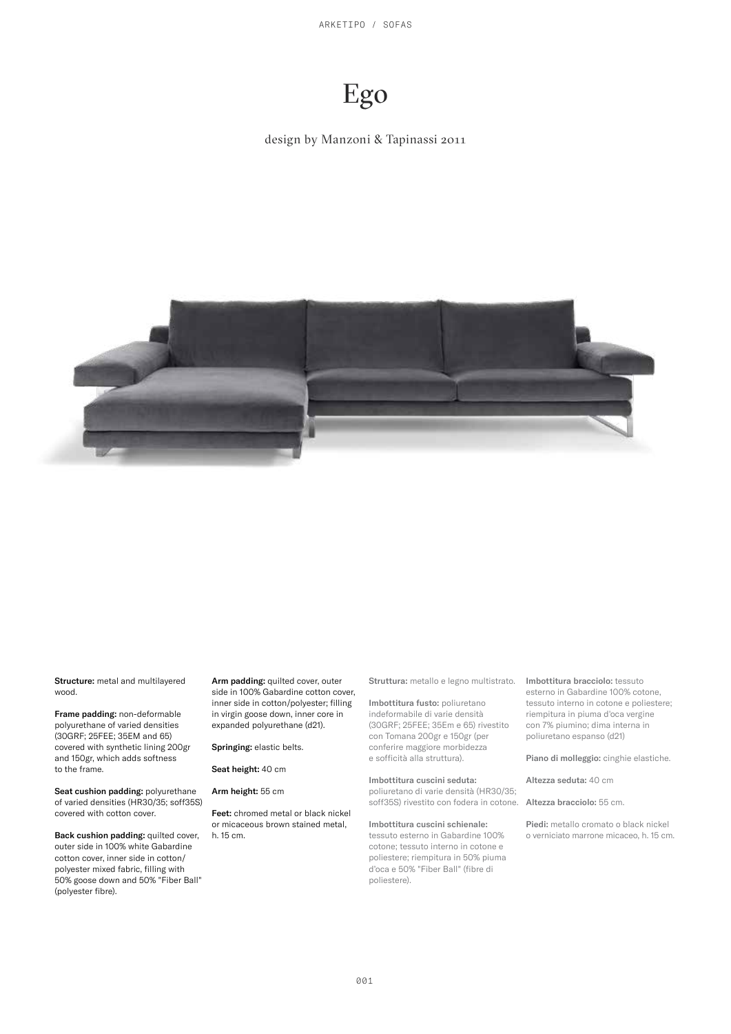# Ego

design by Manzoni & Tapinassi 2011

**Structure:** metal and multilayered wood.

**Frame padding:** non-deformable polyurethane of varied densities (30GRF; 25FEE; 35EM and 65) covered with synthetic lining 200gr and 150gr, which adds softness to the frame.

**Seat cushion padding:** polyurethane of varied densities (HR30/35; soff35S) covered with cotton cover.

**Back cushion padding:** quilted cover, outer side in 100% white Gabardine cotton cover, inner side in cotton/polyester mixed fabric, filling with 50% goose down and 50% "Fiber Ball" (polyester fibre).

**Arm padding:** quilted cover, outer side in 100% Gabardine cotton cover, inner side in cotton/polyester; filling in virgin goose down, inner core in expanded polyurethane (d21).

**Springing:** elastic belts.

**Seat height:** 40 cm

**Arm height:** 55 cm

**Feet:** chromed metal or black nickel or micaceous brown stained metal, h. 15 cm.

**Struttura:** metallo e legno multistrato.

**Imbottitura fusto:** poliuretano indeformabile di varie densità (30GRF; 25FEE; 35Em e 65) rivestito con Tomana 200gr e 150gr (per conferire maggiore morbidezza e sofficità alla struttura).

**Imbottitura cuscini seduta:** poliuretano di varie densità (HR30/35; soff35S) rivestito con fodera in cotone.

**Imbottitura cuscini schienale:** tessuto esterno in Gabardine 100% cotone; tessuto interno in cotone e poliestere; riempitura in 50% piuma d'oca e 50% "Fiber Ball" (fibre di poliestere).

**Imbottitura bracciolo:** tessuto esterno in Gabardine 100% cotone, tessuto interno in cotone e poliestere; riempitura in piuma d'oca vergine con 7% piumino; dima interna in poliuretano espanso (d21)

**Piano di molleggio:** cinghie elastiche.

**Altezza seduta:** 40 cm

**Altezza bracciolo:** 55 cm.

**Piedi:** metallo cromato o black nickel o verniciato marrone micaceo, h. 15 cm.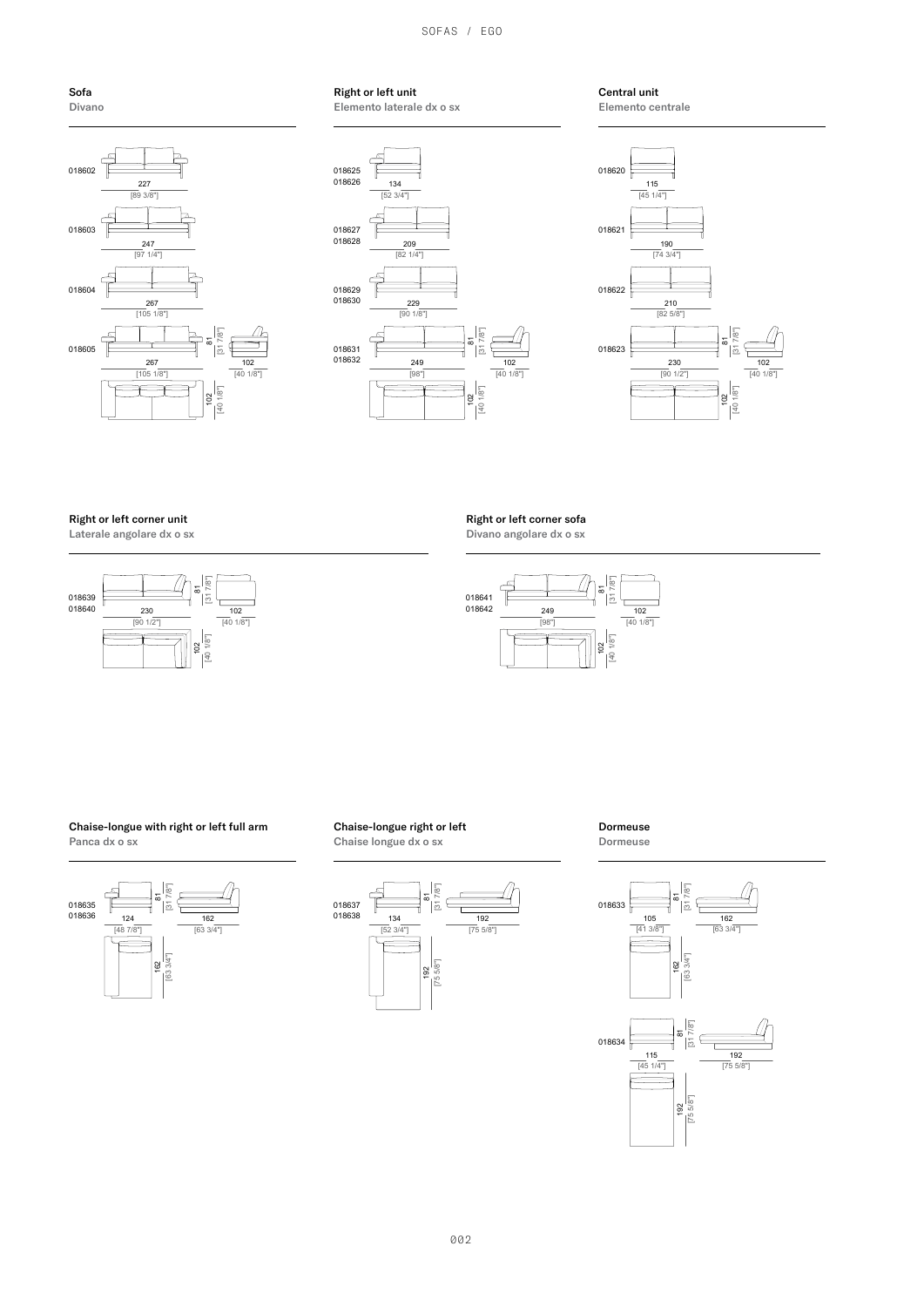### Sofa
Divano

018602 — 227 [89 3/8"]

018603 — 247 [97 1/4"]

018604 — 267 [105 1/8"]

018605 — 267 [105 1/8"] · 81 [31 7/8"] · 102 [40 1/8"] · 102 [40 1/8"]

### Right or left unit
Elemento laterale dx o sx

018625 / 018626 — 134 [52 3/4"]

018627 / 018628 — 209 [82 1/4"]

018629 / 018630 — 229 [90 1/8"]

018631 / 018632 — 249 [98"] · 81 [31 7/8"] · 102 [40 1/8"] · 102 [40 1/8"]

### Central unit
Elemento centrale

018620 — 115 [45 1/4"]

018621 — 190 [74 3/4"]

018622 — 210 [82 5/8"]

018623 — 230 [90 1/2"] · 81 [31 7/8"] · 102 [40 1/8"] · 102 [40 1/8"]

### Right or left corner unit
Laterale angolare dx o sx

018639 / 018640 — 230 [90 1/2"] · 81 [31 7/8"] · 102 [40 1/8"] · 102 [40 1/8"]

### Right or left corner sofa
Divano angolare dx o sx

018641 / 018642 — 249 [98"] · 81 [31 7/8"] · 102 [40 1/8"] · 102 [40 1/8"]

### Chaise-longue with right or left full arm
Panca dx o sx

018635 / 018636 — 124 [48 7/8"] · 81 [31 7/8"] · 162 [63 3/4"] · 162 [63 3/4"]

### Chaise-longue right or left
Chaise longue dx o sx

018637 / 018638 — 134 [52 3/4"] · 81 [31 7/8"] · 192 [75 5/8"] · 192 [75 5/8"]

### Dormeuse
Dormeuse

018633 — 105 [41 3/8"] · 81 [31 7/8"] · 162 [63 3/4"] · 162 [63 3/4"]

018634 — 115 [45 1/4"] · 81 [31 7/8"] · 192 [75 5/8"] · 192 [75 5/8"]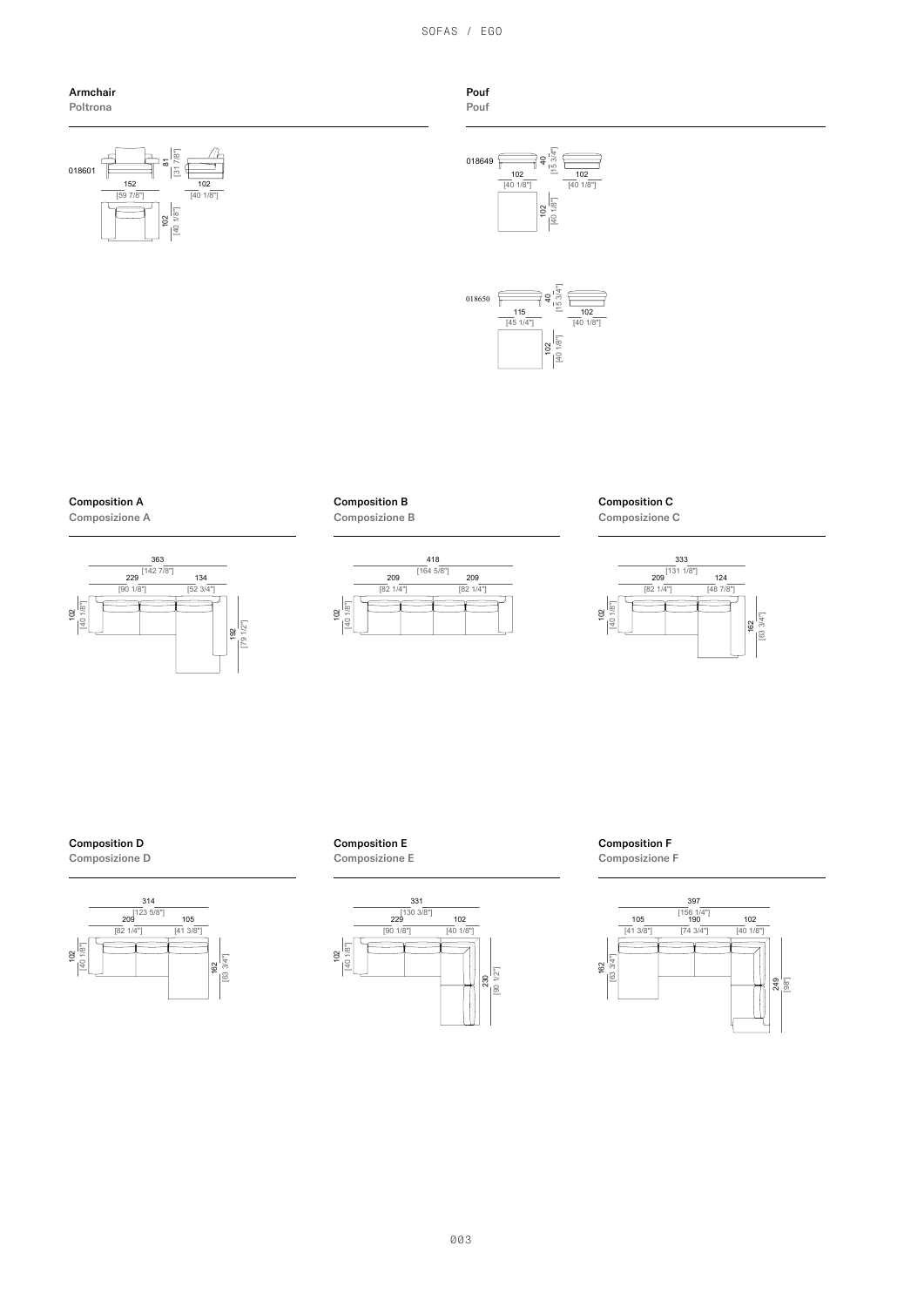## Armchair
Poltrona

018601

81
[31 7/8"]

152
[59 7/8"]

102
[40 1/8"]

102
[40 1/8"]

## Pouf
Pouf

018649

40
[15 3/4"]

102
[40 1/8"]

102
[40 1/8"]

102
[40 1/8"]

018650

40
[15 3/4"]

115
[45 1/4"]

102
[40 1/8"]

102
[40 1/8"]

## Composition A
Composizione A

363
[142 7/8"]
229
[90 1/8"]
134
[52 3/4"]
102
[40 1/8"]
192
[79 1/2"]

## Composition B
Composizione B

418
[164 5/8"]
209
[82 1/4"]
209
[82 1/4"]
102
[40 1/8"]

## Composition C
Composizione C

333
[131 1/8"]
209
[82 1/4"]
124
[48 7/8"]
102
[40 1/8"]
162
[63 3/4"]

## Composition D
Composizione D

314
[123 5/8"]
209
[82 1/4"]
105
[41 3/8"]
102
[40 1/8"]
162
[63 3/4"]

## Composition E
Composizione E

331
[130 3/8"]
229
[90 1/8"]
102
[40 1/8"]
102
[40 1/8"]
230
[90 1/2"]

## Composition F
Composizione F

397
[156 1/4"]
105
[41 3/8"]
190
[74 3/4"]
102
[40 1/8"]
162
[63 3/4"]
249
[98"]